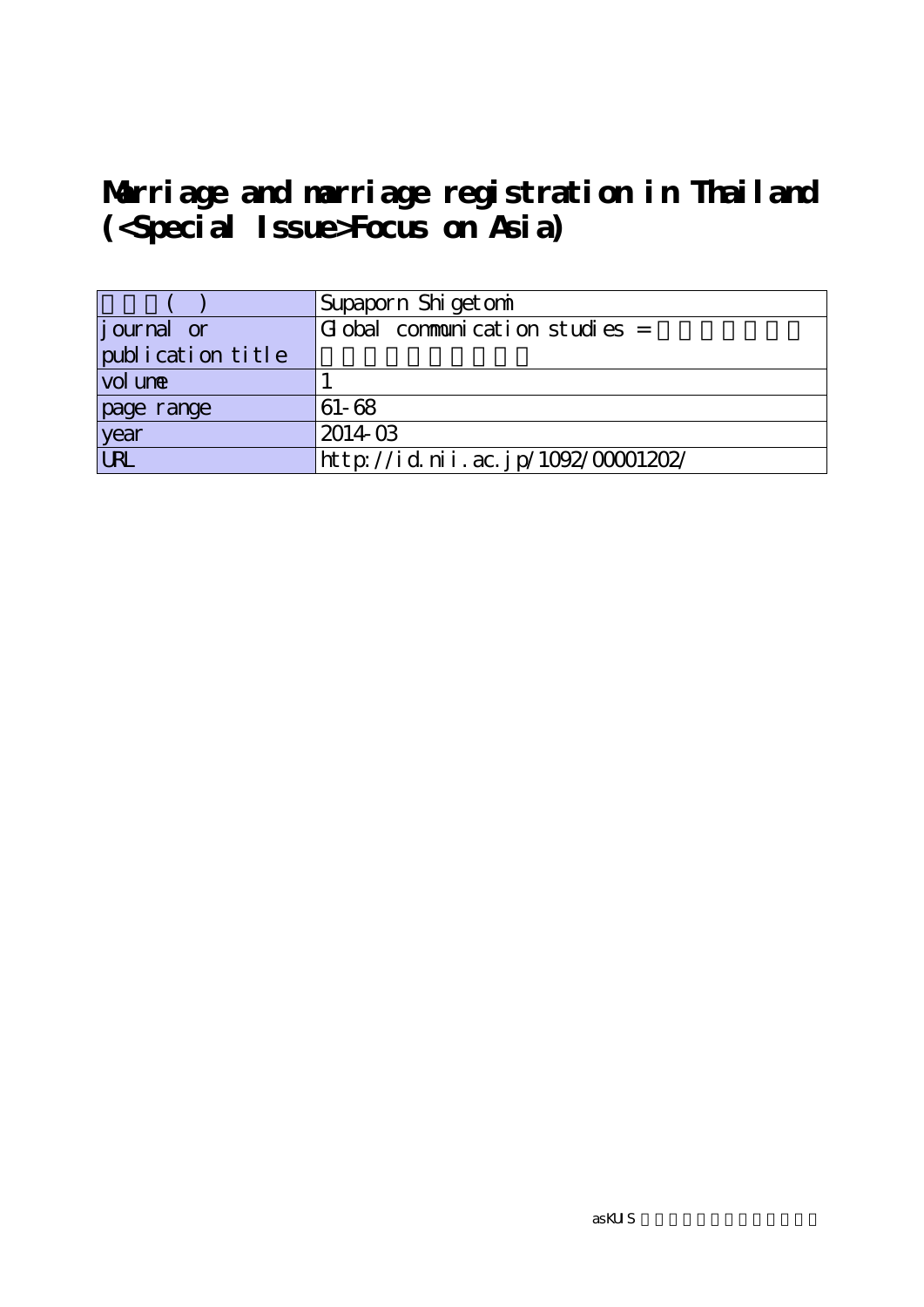# Marriage and marriage registration in Thailand (<Special Issue>Focus on Asia)

| ( ) | Supaporn Shigetomi |
| --- | --- |
| journal or publication title | Global communication studies = |
| volume | 1 |
| page range | 61-68 |
| year | 2014-03 |
| URL | http://id.nii.ac.jp/1092/00001202/ |

asKUIS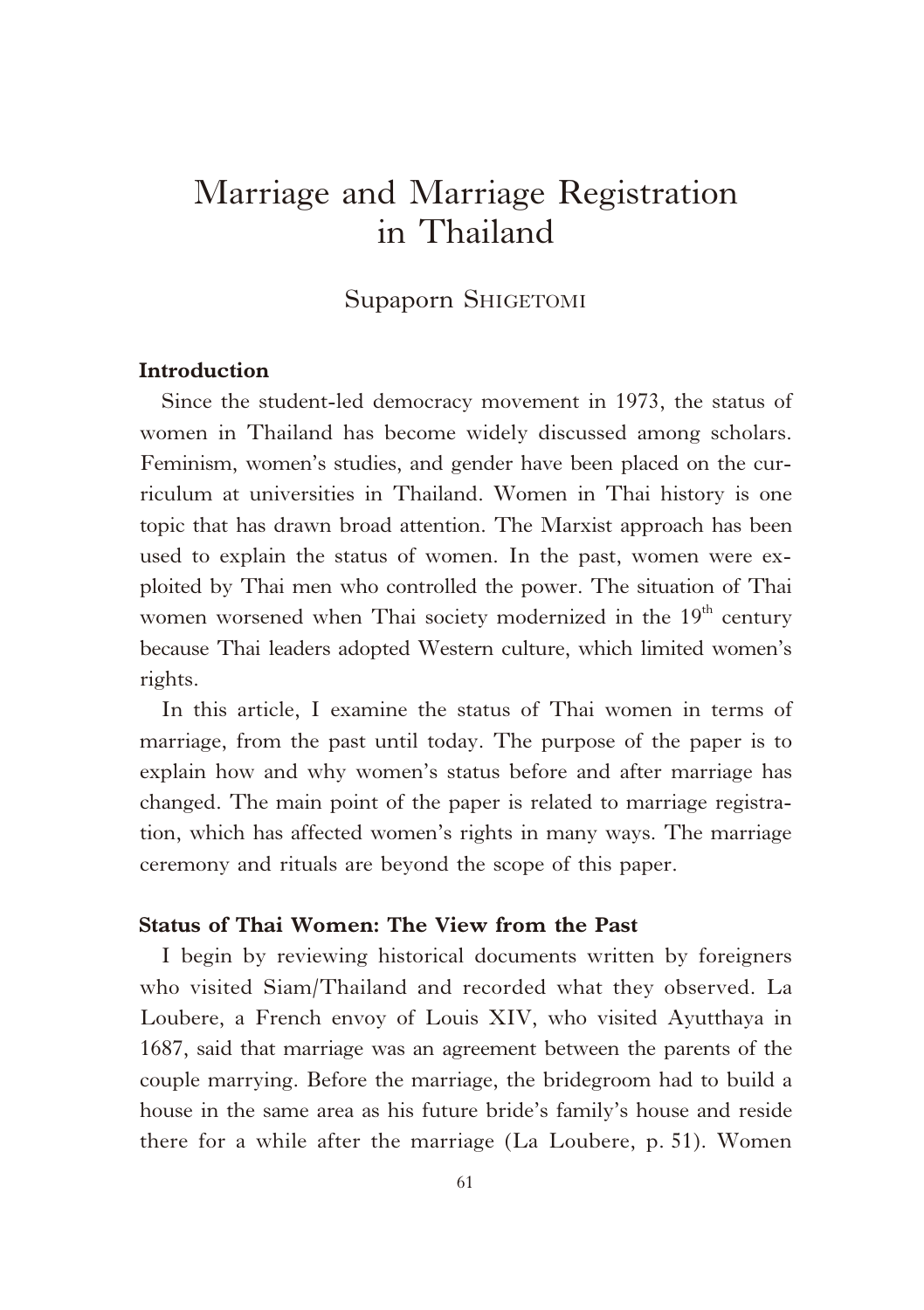# Marriage and Marriage Registration in Thailand

Supaporn Shigetomi

## Introduction

Since the student-led democracy movement in 1973, the status of women in Thailand has become widely discussed among scholars. Feminism, women's studies, and gender have been placed on the curriculum at universities in Thailand. Women in Thai history is one topic that has drawn broad attention. The Marxist approach has been used to explain the status of women. In the past, women were exploited by Thai men who controlled the power. The situation of Thai women worsened when Thai society modernized in the 19th century because Thai leaders adopted Western culture, which limited women's rights.

In this article, I examine the status of Thai women in terms of marriage, from the past until today. The purpose of the paper is to explain how and why women's status before and after marriage has changed. The main point of the paper is related to marriage registration, which has affected women's rights in many ways. The marriage ceremony and rituals are beyond the scope of this paper.

## Status of Thai Women: The View from the Past

I begin by reviewing historical documents written by foreigners who visited Siam/Thailand and recorded what they observed. La Loubere, a French envoy of Louis XIV, who visited Ayutthaya in 1687, said that marriage was an agreement between the parents of the couple marrying. Before the marriage, the bridegroom had to build a house in the same area as his future bride's family's house and reside there for a while after the marriage (La Loubere, p. 51). Women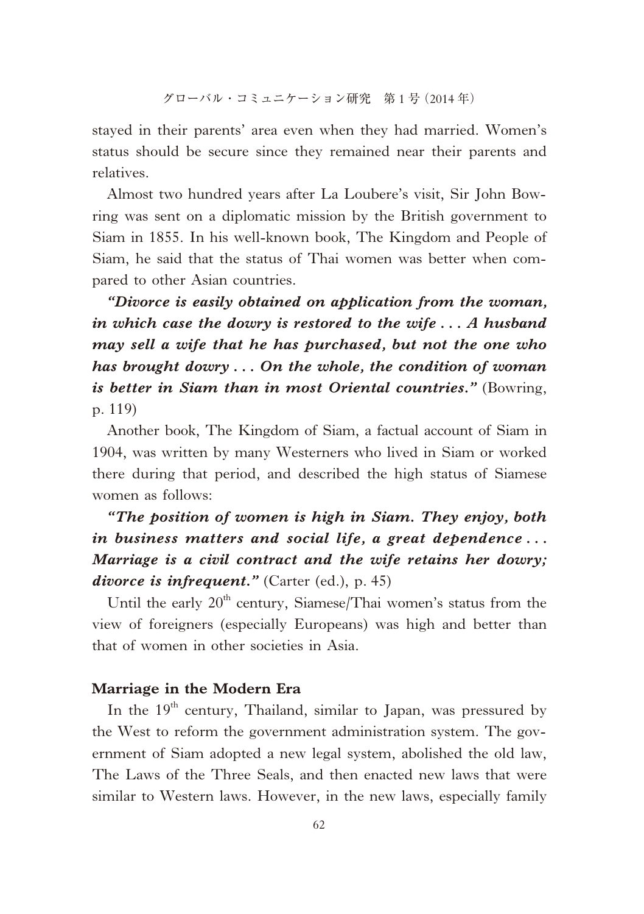stayed in their parents' area even when they had married. Women's status should be secure since they remained near their parents and relatives.

Almost two hundred years after La Loubere's visit, Sir John Bowring was sent on a diplomatic mission by the British government to Siam in 1855. In his well-known book, The Kingdom and People of Siam, he said that the status of Thai women was better when compared to other Asian countries.

***"Divorce is easily obtained on application from the woman, in which case the dowry is restored to the wife . . . A husband may sell a wife that he has purchased, but not the one who has brought dowry . . . On the whole, the condition of woman is better in Siam than in most Oriental countries."*** (Bowring, p. 119)

Another book, The Kingdom of Siam, a factual account of Siam in 1904, was written by many Westerners who lived in Siam or worked there during that period, and described the high status of Siamese women as follows:

***"The position of women is high in Siam. They enjoy, both in business matters and social life, a great dependence . . . Marriage is a civil contract and the wife retains her dowry; divorce is infrequent."*** (Carter (ed.), p. 45)

Until the early 20th century, Siamese/Thai women's status from the view of foreigners (especially Europeans) was high and better than that of women in other societies in Asia.

## Marriage in the Modern Era

In the 19th century, Thailand, similar to Japan, was pressured by the West to reform the government administration system. The government of Siam adopted a new legal system, abolished the old law, The Laws of the Three Seals, and then enacted new laws that were similar to Western laws. However, in the new laws, especially family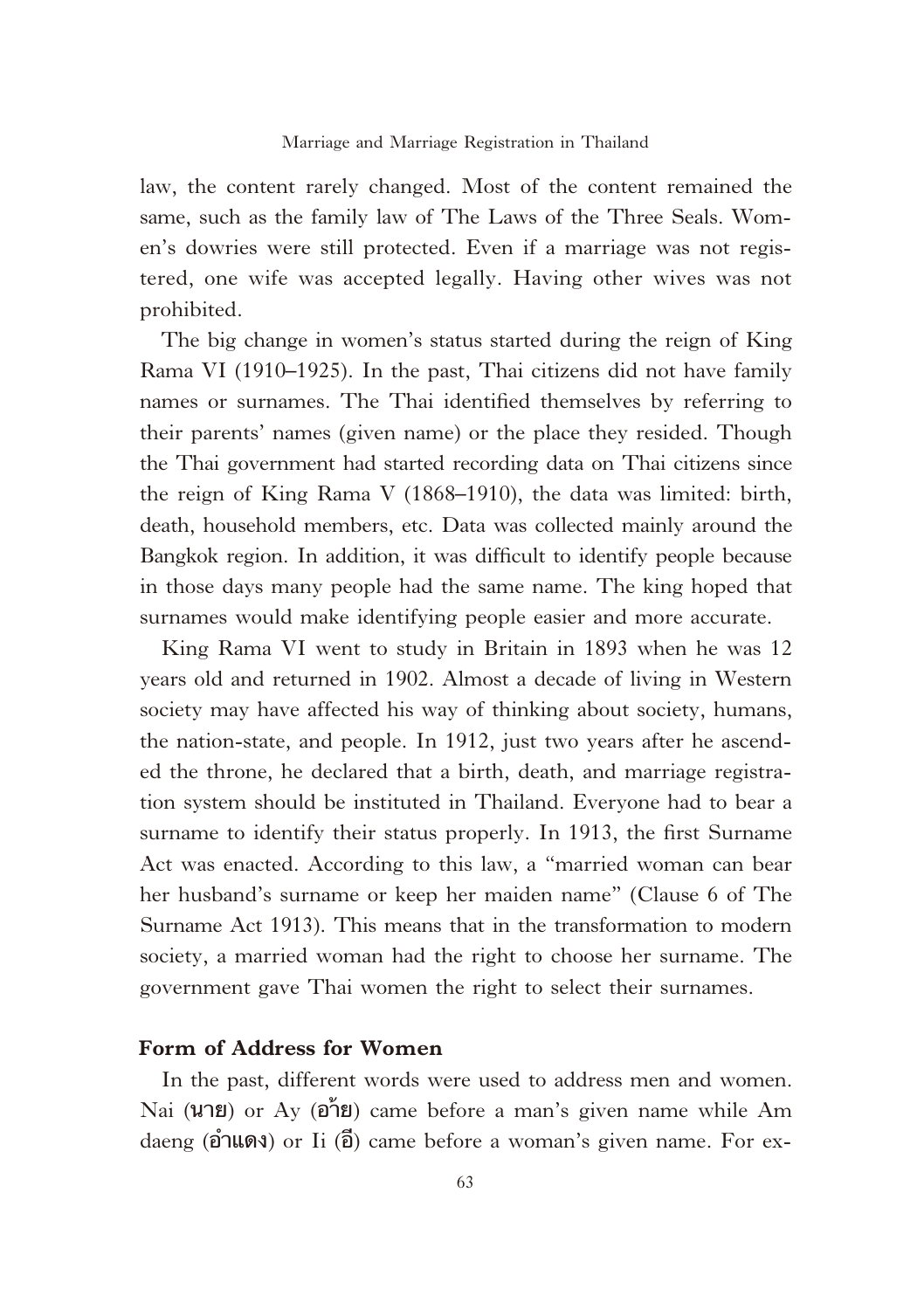law, the content rarely changed. Most of the content remained the same, such as the family law of The Laws of the Three Seals. Women's dowries were still protected. Even if a marriage was not registered, one wife was accepted legally. Having other wives was not prohibited.

The big change in women's status started during the reign of King Rama VI (1910–1925). In the past, Thai citizens did not have family names or surnames. The Thai identified themselves by referring to their parents' names (given name) or the place they resided. Though the Thai government had started recording data on Thai citizens since the reign of King Rama V (1868–1910), the data was limited: birth, death, household members, etc. Data was collected mainly around the Bangkok region. In addition, it was difficult to identify people because in those days many people had the same name. The king hoped that surnames would make identifying people easier and more accurate.

King Rama VI went to study in Britain in 1893 when he was 12 years old and returned in 1902. Almost a decade of living in Western society may have affected his way of thinking about society, humans, the nation-state, and people. In 1912, just two years after he ascended the throne, he declared that a birth, death, and marriage registration system should be instituted in Thailand. Everyone had to bear a surname to identify their status properly. In 1913, the first Surname Act was enacted. According to this law, a "married woman can bear her husband's surname or keep her maiden name" (Clause 6 of The Surname Act 1913). This means that in the transformation to modern society, a married woman had the right to choose her surname. The government gave Thai women the right to select their surnames.

### Form of Address for Women

In the past, different words were used to address men and women. Nai (**นาย**) or Ay (**อ้าย**) came before a man's given name while Am daeng (**อำแดง**) or Ii (**อี**) came before a woman's given name. For ex-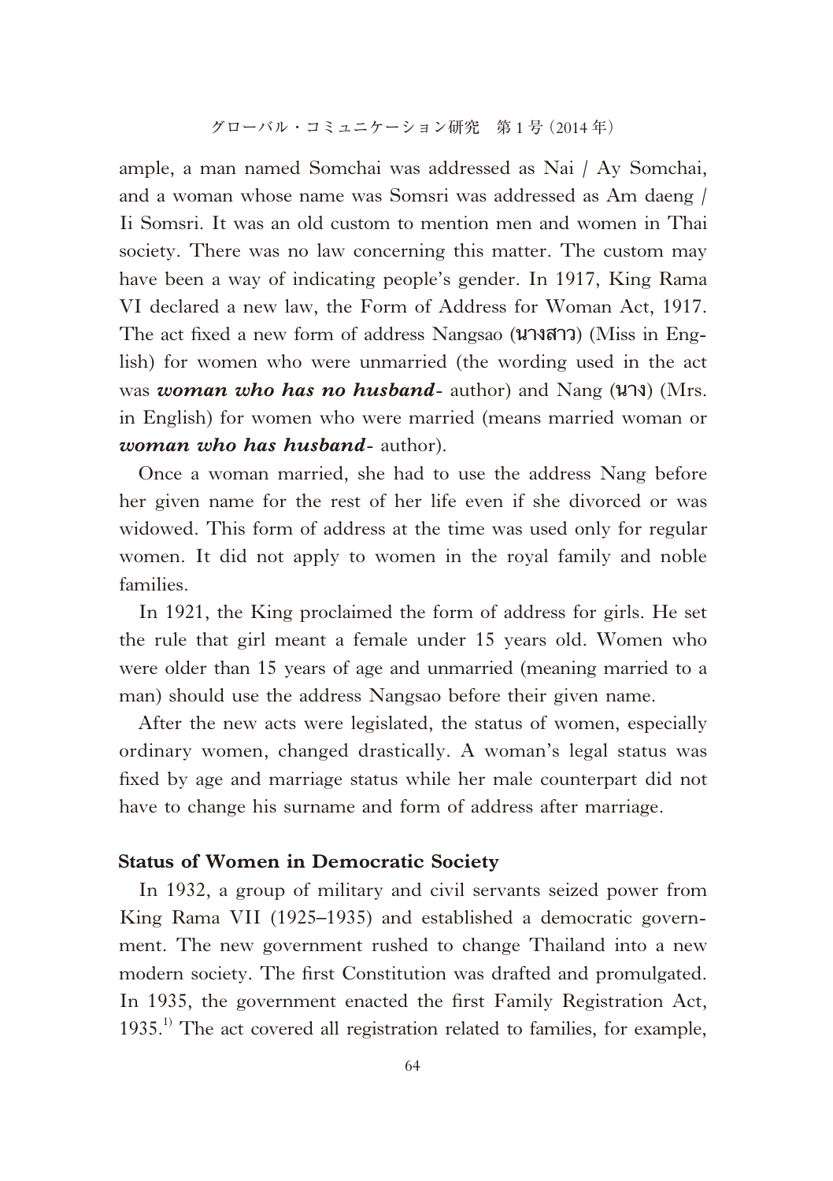ample, a man named Somchai was addressed as Nai / Ay Somchai, and a woman whose name was Somsri was addressed as Am daeng / Ii Somsri. It was an old custom to mention men and women in Thai society. There was no law concerning this matter. The custom may have been a way of indicating people's gender. In 1917, King Rama VI declared a new law, the Form of Address for Woman Act, 1917. The act fixed a new form of address Nangsao (**นางสาว**) (Miss in English) for women who were unmarried (the wording used in the act was ***woman who has no husband***- author) and Nang (**นาง**) (Mrs. in English) for women who were married (means married woman or ***woman who has husband***- author).

Once a woman married, she had to use the address Nang before her given name for the rest of her life even if she divorced or was widowed. This form of address at the time was used only for regular women. It did not apply to women in the royal family and noble families.

In 1921, the King proclaimed the form of address for girls. He set the rule that girl meant a female under 15 years old. Women who were older than 15 years of age and unmarried (meaning married to a man) should use the address Nangsao before their given name.

After the new acts were legislated, the status of women, especially ordinary women, changed drastically. A woman's legal status was fixed by age and marriage status while her male counterpart did not have to change his surname and form of address after marriage.

## Status of Women in Democratic Society

In 1932, a group of military and civil servants seized power from King Rama VII (1925–1935) and established a democratic government. The new government rushed to change Thailand into a new modern society. The first Constitution was drafted and promulgated. In 1935, the government enacted the first Family Registration Act, 1935.[1] The act covered all registration related to families, for example,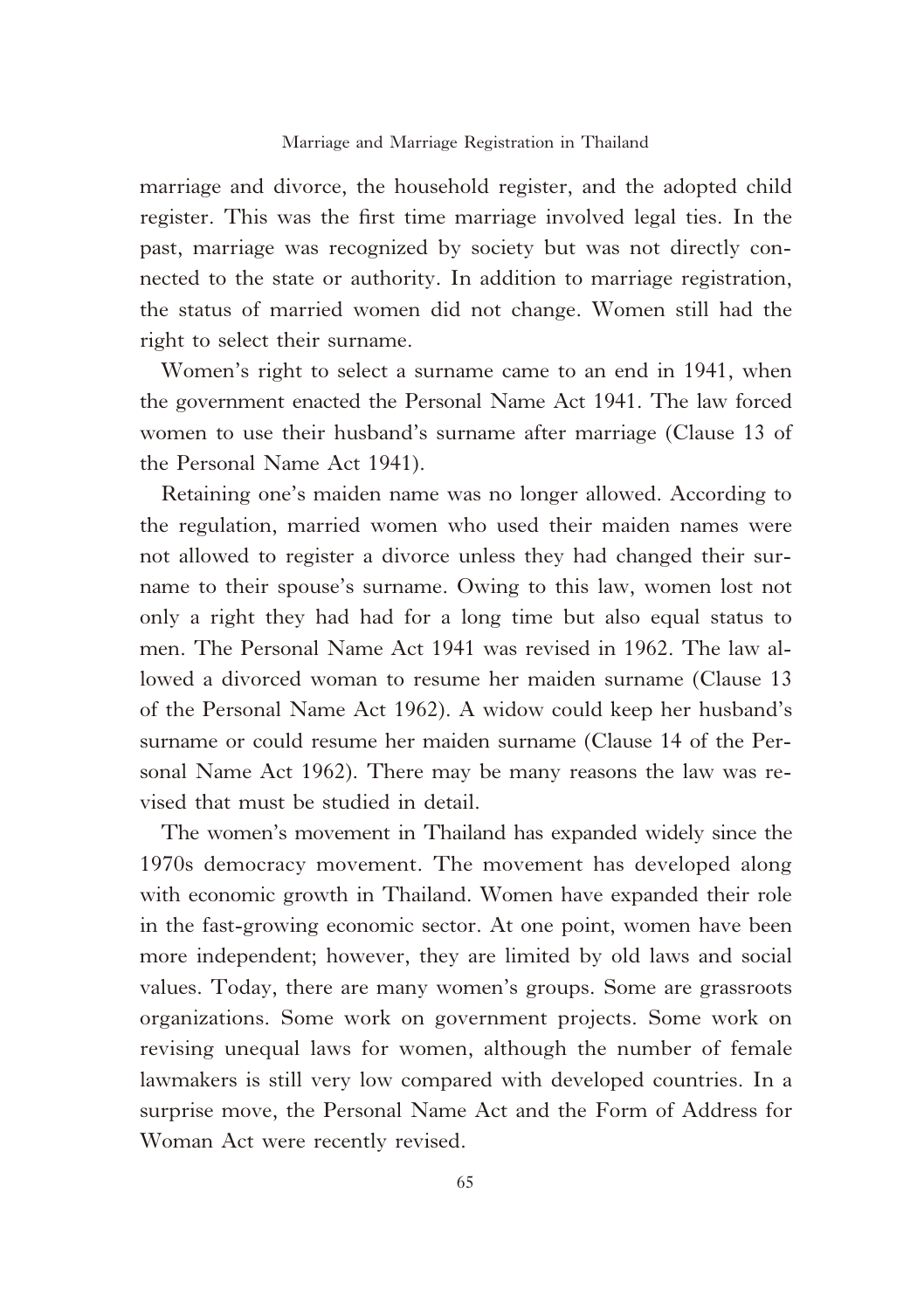marriage and divorce, the household register, and the adopted child register. This was the first time marriage involved legal ties. In the past, marriage was recognized by society but was not directly connected to the state or authority. In addition to marriage registration, the status of married women did not change. Women still had the right to select their surname.

Women's right to select a surname came to an end in 1941, when the government enacted the Personal Name Act 1941. The law forced women to use their husband's surname after marriage (Clause 13 of the Personal Name Act 1941).

Retaining one's maiden name was no longer allowed. According to the regulation, married women who used their maiden names were not allowed to register a divorce unless they had changed their surname to their spouse's surname. Owing to this law, women lost not only a right they had had for a long time but also equal status to men. The Personal Name Act 1941 was revised in 1962. The law allowed a divorced woman to resume her maiden surname (Clause 13 of the Personal Name Act 1962). A widow could keep her husband's surname or could resume her maiden surname (Clause 14 of the Personal Name Act 1962). There may be many reasons the law was revised that must be studied in detail.

The women's movement in Thailand has expanded widely since the 1970s democracy movement. The movement has developed along with economic growth in Thailand. Women have expanded their role in the fast-growing economic sector. At one point, women have been more independent; however, they are limited by old laws and social values. Today, there are many women's groups. Some are grassroots organizations. Some work on government projects. Some work on revising unequal laws for women, although the number of female lawmakers is still very low compared with developed countries. In a surprise move, the Personal Name Act and the Form of Address for Woman Act were recently revised.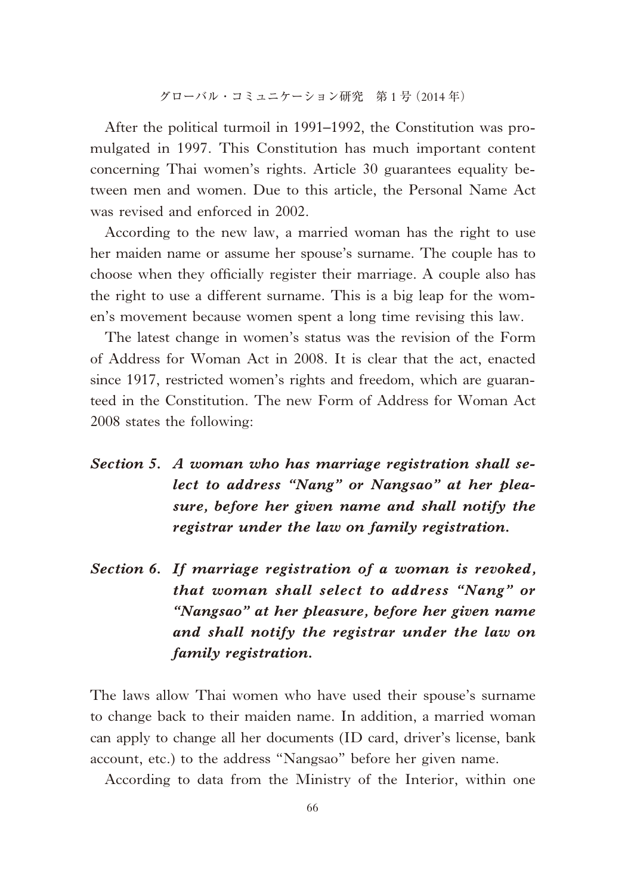After the political turmoil in 1991–1992, the Constitution was promulgated in 1997. This Constitution has much important content concerning Thai women's rights. Article 30 guarantees equality between men and women. Due to this article, the Personal Name Act was revised and enforced in 2002.

According to the new law, a married woman has the right to use her maiden name or assume her spouse's surname. The couple has to choose when they officially register their marriage. A couple also has the right to use a different surname. This is a big leap for the women's movement because women spent a long time revising this law.

The latest change in women's status was the revision of the Form of Address for Woman Act in 2008. It is clear that the act, enacted since 1917, restricted women's rights and freedom, which are guaranteed in the Constitution. The new Form of Address for Woman Act 2008 states the following:

***Section 5. A woman who has marriage registration shall select to address "Nang" or Nangsao" at her pleasure, before her given name and shall notify the registrar under the law on family registration.***

***Section 6. If marriage registration of a woman is revoked, that woman shall select to address "Nang" or "Nangsao" at her pleasure, before her given name and shall notify the registrar under the law on family registration.***

The laws allow Thai women who have used their spouse's surname to change back to their maiden name. In addition, a married woman can apply to change all her documents (ID card, driver's license, bank account, etc.) to the address "Nangsao" before her given name.

According to data from the Ministry of the Interior, within one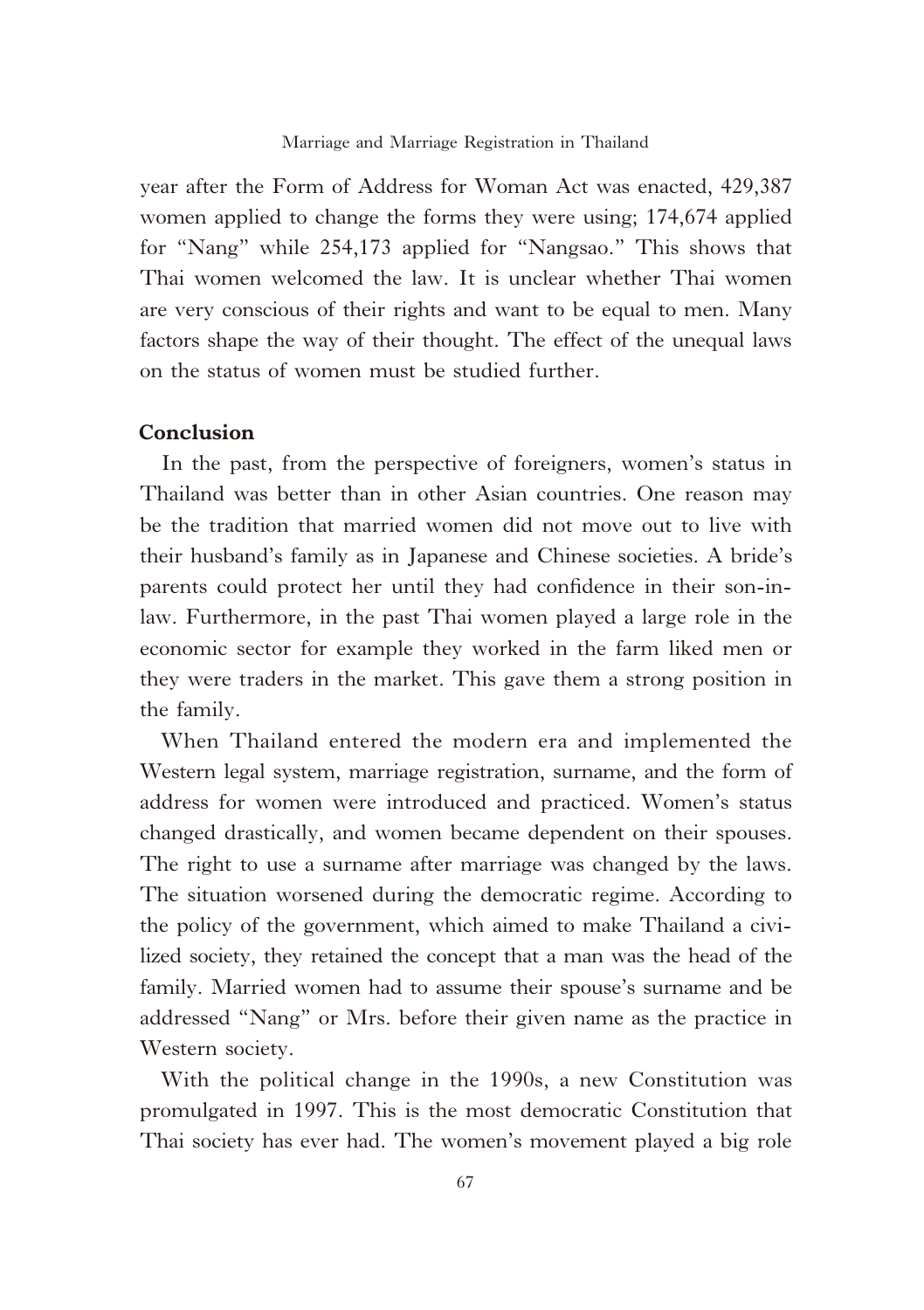year after the Form of Address for Woman Act was enacted, 429,387 women applied to change the forms they were using; 174,674 applied for "Nang" while 254,173 applied for "Nangsao." This shows that Thai women welcomed the law. It is unclear whether Thai women are very conscious of their rights and want to be equal to men. Many factors shape the way of their thought. The effect of the unequal laws on the status of women must be studied further.

## Conclusion

In the past, from the perspective of foreigners, women's status in Thailand was better than in other Asian countries. One reason may be the tradition that married women did not move out to live with their husband's family as in Japanese and Chinese societies. A bride's parents could protect her until they had confidence in their son-in-law. Furthermore, in the past Thai women played a large role in the economic sector for example they worked in the farm liked men or they were traders in the market. This gave them a strong position in the family.

When Thailand entered the modern era and implemented the Western legal system, marriage registration, surname, and the form of address for women were introduced and practiced. Women's status changed drastically, and women became dependent on their spouses. The right to use a surname after marriage was changed by the laws. The situation worsened during the democratic regime. According to the policy of the government, which aimed to make Thailand a civilized society, they retained the concept that a man was the head of the family. Married women had to assume their spouse's surname and be addressed "Nang" or Mrs. before their given name as the practice in Western society.

With the political change in the 1990s, a new Constitution was promulgated in 1997. This is the most democratic Constitution that Thai society has ever had. The women's movement played a big role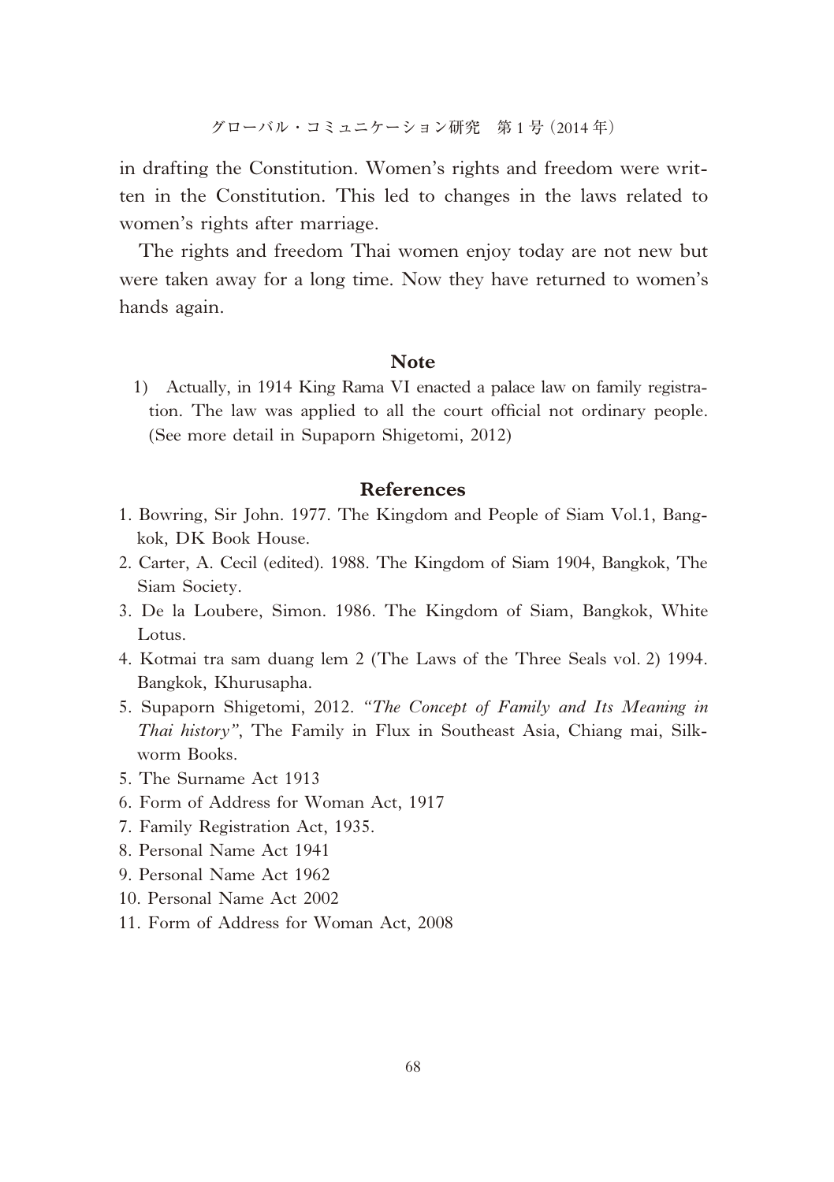in drafting the Constitution. Women's rights and freedom were written in the Constitution. This led to changes in the laws related to women's rights after marriage.

The rights and freedom Thai women enjoy today are not new but were taken away for a long time. Now they have returned to women's hands again.

## Note

1) Actually, in 1914 King Rama VI enacted a palace law on family registration. The law was applied to all the court official not ordinary people. (See more detail in Supaporn Shigetomi, 2012)

## References

1. Bowring, Sir John. 1977. The Kingdom and People of Siam Vol.1, Bangkok, DK Book House.
2. Carter, A. Cecil (edited). 1988. The Kingdom of Siam 1904, Bangkok, The Siam Society.
3. De la Loubere, Simon. 1986. The Kingdom of Siam, Bangkok, White Lotus.
4. Kotmai tra sam duang lem 2 (The Laws of the Three Seals vol. 2) 1994. Bangkok, Khurusapha.
5. Supaporn Shigetomi, 2012. *"The Concept of Family and Its Meaning in Thai history"*, The Family in Flux in Southeast Asia, Chiang mai, Silkworm Books.
5. The Surname Act 1913
6. Form of Address for Woman Act, 1917
7. Family Registration Act, 1935.
8. Personal Name Act 1941
9. Personal Name Act 1962
10. Personal Name Act 2002
11. Form of Address for Woman Act, 2008